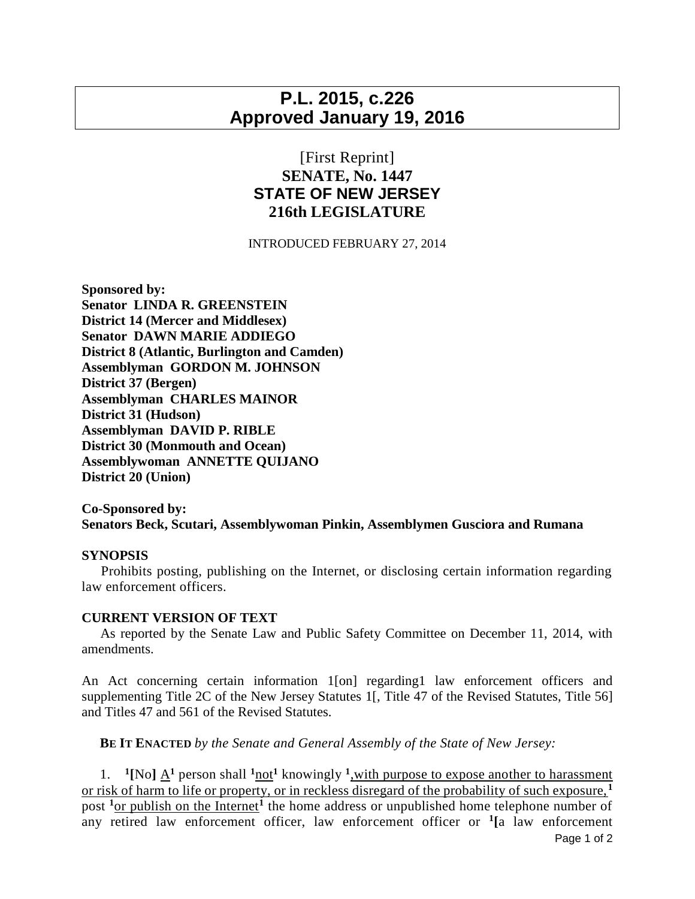**P.L. 2015, c.226**
**Approved January 19, 2016**

[First Reprint]

**SENATE, No. 1447**

**STATE OF NEW JERSEY**

**216th LEGISLATURE**

INTRODUCED FEBRUARY 27, 2014

**Sponsored by:**
**Senator LINDA R. GREENSTEIN**
**District 14 (Mercer and Middlesex)**
**Senator DAWN MARIE ADDIEGO**
**District 8 (Atlantic, Burlington and Camden)**
**Assemblyman GORDON M. JOHNSON**
**District 37 (Bergen)**
**Assemblyman CHARLES MAINOR**
**District 31 (Hudson)**
**Assemblyman DAVID P. RIBLE**
**District 30 (Monmouth and Ocean)**
**Assemblywoman ANNETTE QUIJANO**
**District 20 (Union)**

**Co-Sponsored by:**
**Senators Beck, Scutari, Assemblywoman Pinkin, Assemblymen Gusciora and Rumana**

**SYNOPSIS**

Prohibits posting, publishing on the Internet, or disclosing certain information regarding law enforcement officers.

**CURRENT VERSION OF TEXT**

As reported by the Senate Law and Public Safety Committee on December 11, 2014, with amendments.

An Act concerning certain information 1[on] regarding1 law enforcement officers and supplementing Title 2C of the New Jersey Statutes 1[, Title 47 of the Revised Statutes, Title 56] and Titles 47 and 561 of the Revised Statutes.

**BE IT ENACTED** *by the Senate and General Assembly of the State of New Jersey:*

1. [1]**[**No**]** <u>A</u>[1] person shall [1]<u>not</u>[1] knowingly [1]<u>, with purpose to expose another to harassment or risk of harm to life or property, or in reckless disregard of the probability of such exposure,</u>[1] post [1]<u>or publish on the Internet</u>[1] the home address or unpublished home telephone number of any retired law enforcement officer, law enforcement officer or [1]**[**a law enforcement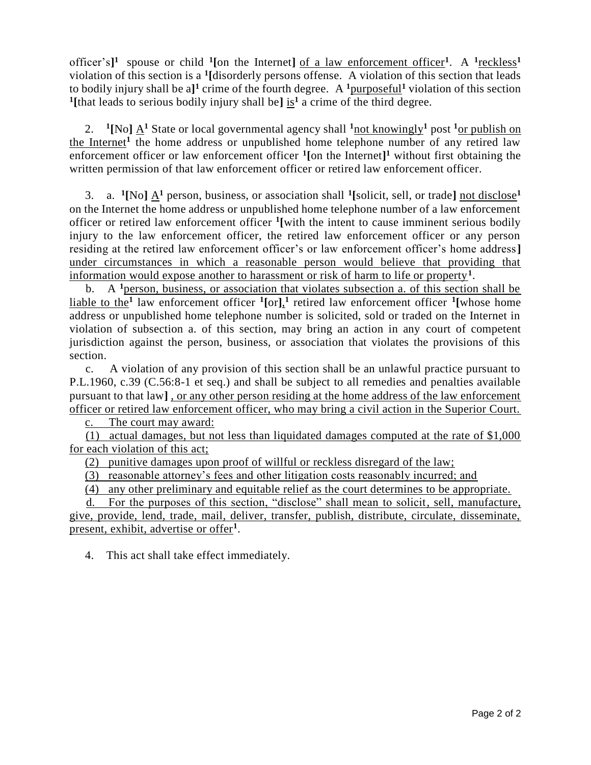officer's][1] spouse or child [1][on the Internet] <u>of a law enforcement officer</u>[1]. A [1]<u>reckless</u>[1] violation of this section is a [1][disorderly persons offense. A violation of this section that leads to bodily injury shall be a][1] crime of the fourth degree. A [1]<u>purposeful</u>[1] violation of this section [1][that leads to serious bodily injury shall be] <u>is</u>[1] a crime of the third degree.

2. [1][No] <u>A</u>[1] State or local governmental agency shall [1]<u>not knowingly</u>[1] post [1]<u>or publish on the Internet</u>[1] the home address or unpublished home telephone number of any retired law enforcement officer or law enforcement officer [1][on the Internet][1] without first obtaining the written permission of that law enforcement officer or retired law enforcement officer.

3. a. [1][No] <u>A</u>[1] person, business, or association shall [1][solicit, sell, or trade] <u>not disclose</u>[1] on the Internet the home address or unpublished home telephone number of a law enforcement officer or retired law enforcement officer [1][with the intent to cause imminent serious bodily injury to the law enforcement officer, the retired law enforcement officer or any person residing at the retired law enforcement officer's or law enforcement officer's home address] <u>under circumstances in which a reasonable person would believe that providing that information would expose another to harassment or risk of harm to life or property</u>[1].

b. A [1]<u>person, business, or association that violates subsection a. of this section shall be liable to the</u>[1] law enforcement officer [1][or]<u>,</u>[1] retired law enforcement officer [1][whose home address or unpublished home telephone number is solicited, sold or traded on the Internet in violation of subsection a. of this section, may bring an action in any court of competent jurisdiction against the person, business, or association that violates the provisions of this section.

c. A violation of any provision of this section shall be an unlawful practice pursuant to P.L.1960, c.39 (C.56:8-1 et seq.) and shall be subject to all remedies and penalties available pursuant to that law] <u>, or any other person residing at the home address of the law enforcement officer or retired law enforcement officer, who may bring a civil action in the Superior Court.</u>

<u>c. The court may award:</u>

<u>(1) actual damages, but not less than liquidated damages computed at the rate of $1,000 for each violation of this act;</u>

<u>(2) punitive damages upon proof of willful or reckless disregard of the law;</u>

<u>(3) reasonable attorney's fees and other litigation costs reasonably incurred; and</u>

<u>(4) any other preliminary and equitable relief as the court determines to be appropriate.</u>

<u>d. For the purposes of this section, "disclose" shall mean to solicit, sell, manufacture, give, provide, lend, trade, mail, deliver, transfer, publish, distribute, circulate, disseminate, present, exhibit, advertise or offer</u>[1].

4. This act shall take effect immediately.